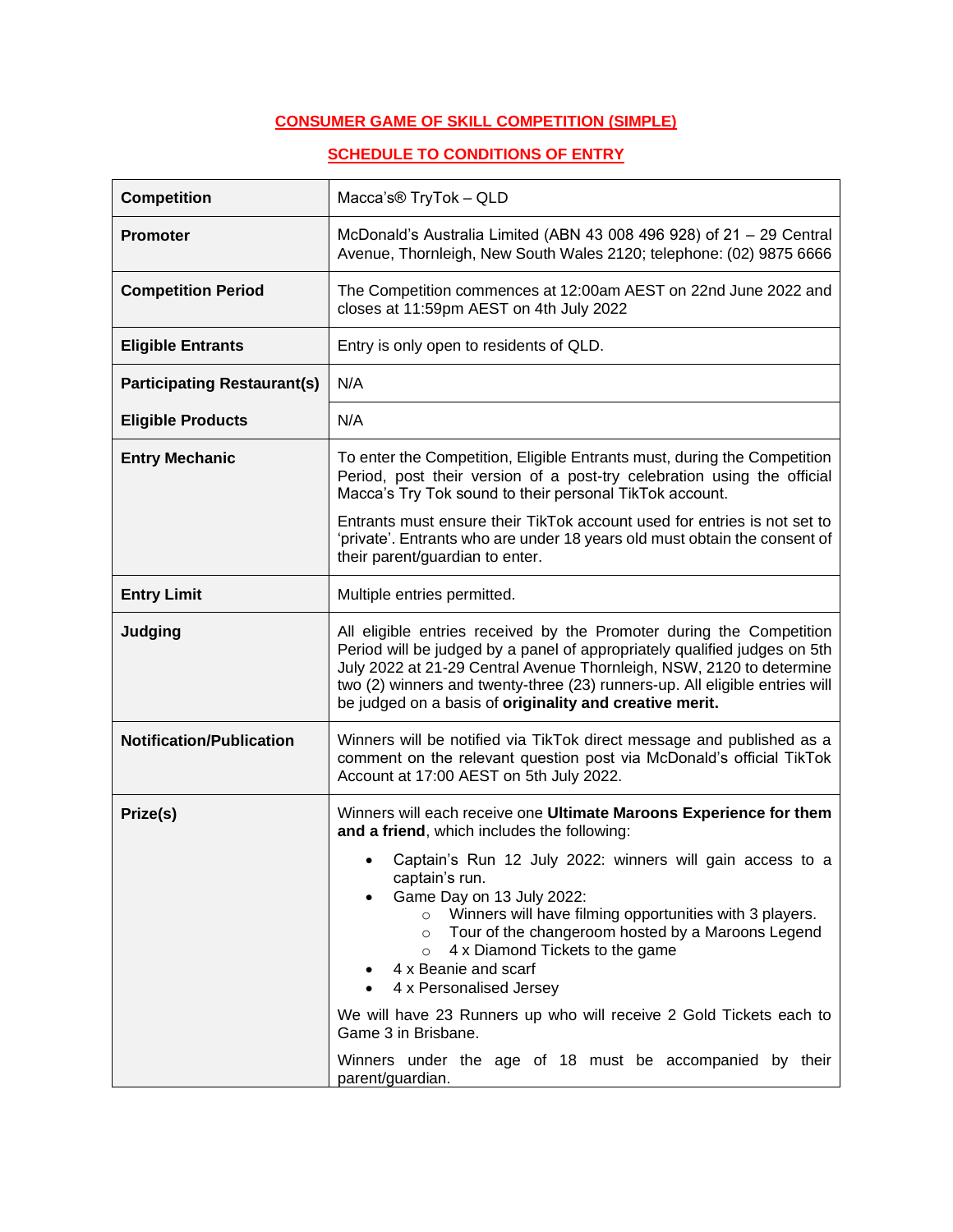**CONSUMER GAME OF SKILL COMPETITION (SIMPLE)**

**SCHEDULE TO CONDITIONS OF ENTRY**

| | |
|---|---|
| **Competition** | Macca's® TryTok – QLD |
| **Promoter** | McDonald's Australia Limited (ABN 43 008 496 928) of 21 – 29 Central Avenue, Thornleigh, New South Wales 2120; telephone: (02) 9875 6666 |
| **Competition Period** | The Competition commences at 12:00am AEST on 22nd June 2022 and closes at 11:59pm AEST on 4th July 2022 |
| **Eligible Entrants** | Entry is only open to residents of QLD. |
| **Participating Restaurant(s)** | N/A |
| **Eligible Products** | N/A |
| **Entry Mechanic** | To enter the Competition, Eligible Entrants must, during the Competition Period, post their version of a post-try celebration using the official Macca's Try Tok sound to their personal TikTok account.<br><br>Entrants must ensure their TikTok account used for entries is not set to 'private'. Entrants who are under 18 years old must obtain the consent of their parent/guardian to enter. |
| **Entry Limit** | Multiple entries permitted. |
| **Judging** | All eligible entries received by the Promoter during the Competition Period will be judged by a panel of appropriately qualified judges on 5th July 2022 at 21-29 Central Avenue Thornleigh, NSW, 2120 to determine two (2) winners and twenty-three (23) runners-up. All eligible entries will be judged on a basis of **originality and creative merit.** |
| **Notification/Publication** | Winners will be notified via TikTok direct message and published as a comment on the relevant question post via McDonald's official TikTok Account at 17:00 AEST on 5th July 2022. |
| **Prize(s)** | Winners will each receive one **Ultimate Maroons Experience for them and a friend**, which includes the following:<br>• Captain's Run 12 July 2022: winners will gain access to a captain's run.<br>• Game Day on 13 July 2022:<br>&nbsp;&nbsp;&nbsp;&nbsp;○ Winners will have filming opportunities with 3 players.<br>&nbsp;&nbsp;&nbsp;&nbsp;○ Tour of the changeroom hosted by a Maroons Legend<br>&nbsp;&nbsp;&nbsp;&nbsp;○ 4 x Diamond Tickets to the game<br>• 4 x Beanie and scarf<br>• 4 x Personalised Jersey<br><br>We will have 23 Runners up who will receive 2 Gold Tickets each to Game 3 in Brisbane.<br><br>Winners under the age of 18 must be accompanied by their parent/guardian. |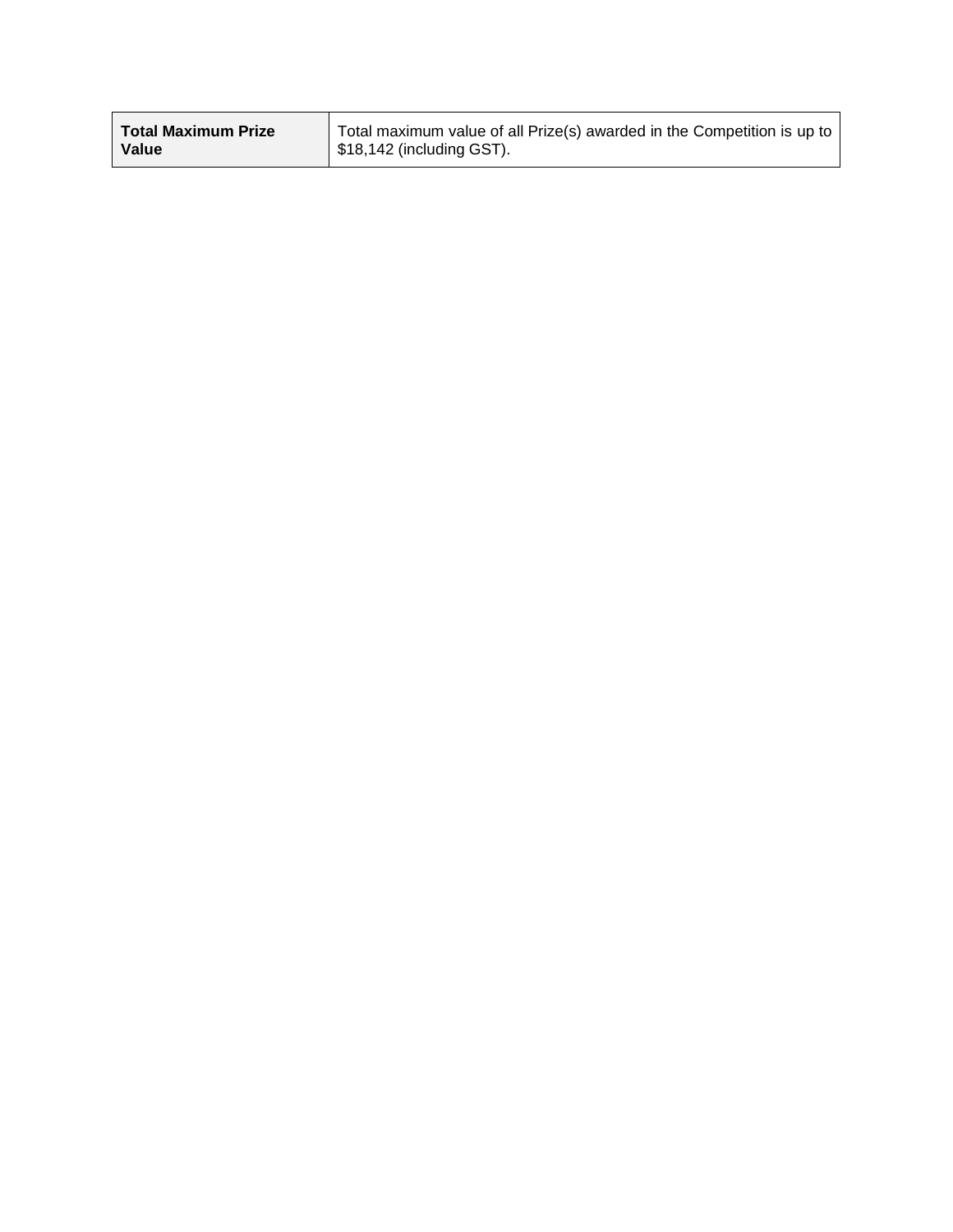| **Total Maximum Prize Value** | Total maximum value of all Prize(s) awarded in the Competition is up to $18,142 (including GST). |
|---|---|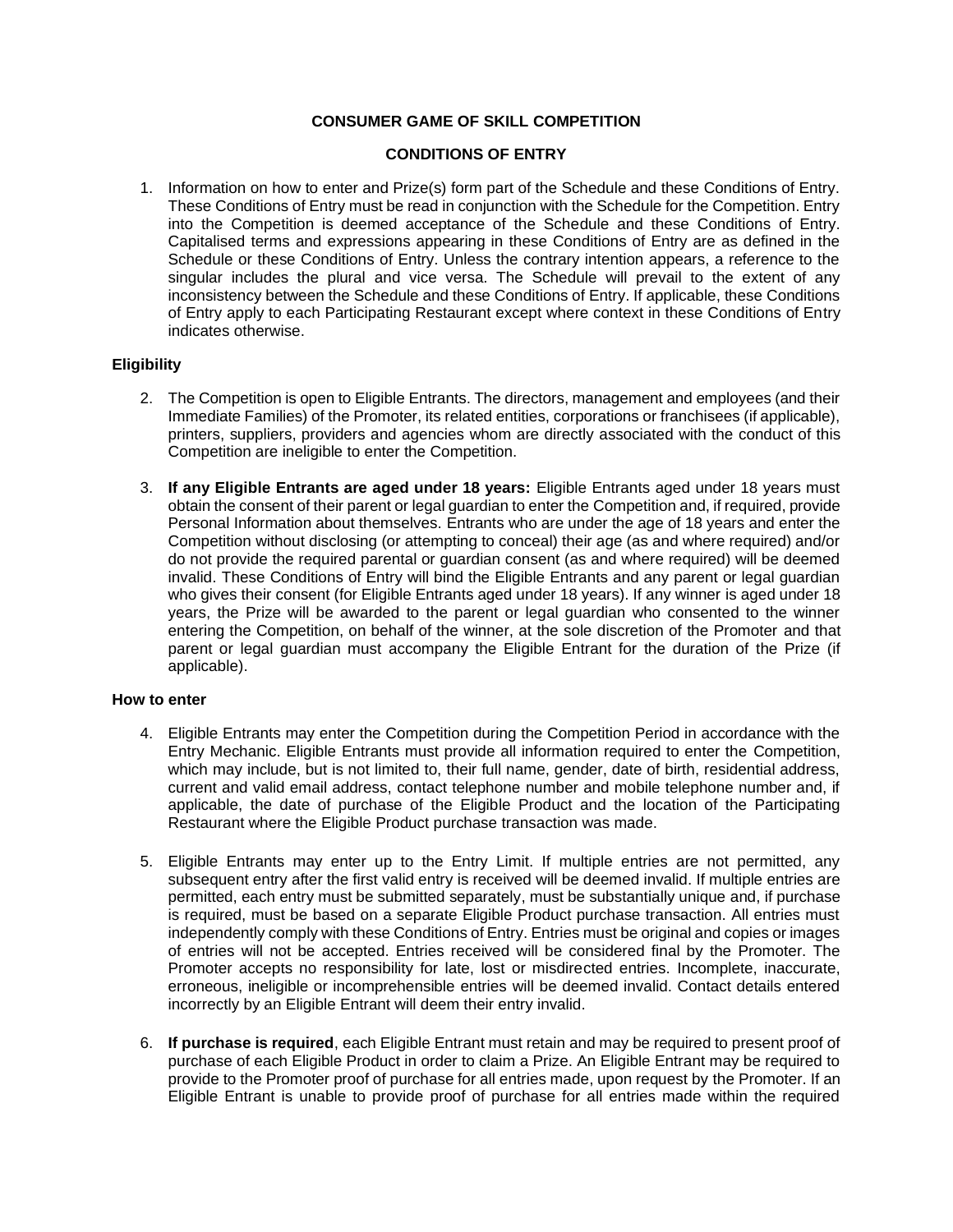**CONSUMER GAME OF SKILL COMPETITION**

**CONDITIONS OF ENTRY**

1. Information on how to enter and Prize(s) form part of the Schedule and these Conditions of Entry. These Conditions of Entry must be read in conjunction with the Schedule for the Competition. Entry into the Competition is deemed acceptance of the Schedule and these Conditions of Entry. Capitalised terms and expressions appearing in these Conditions of Entry are as defined in the Schedule or these Conditions of Entry. Unless the contrary intention appears, a reference to the singular includes the plural and vice versa. The Schedule will prevail to the extent of any inconsistency between the Schedule and these Conditions of Entry. If applicable, these Conditions of Entry apply to each Participating Restaurant except where context in these Conditions of Entry indicates otherwise.

**Eligibility**

2. The Competition is open to Eligible Entrants. The directors, management and employees (and their Immediate Families) of the Promoter, its related entities, corporations or franchisees (if applicable), printers, suppliers, providers and agencies whom are directly associated with the conduct of this Competition are ineligible to enter the Competition.

3. **If any Eligible Entrants are aged under 18 years:** Eligible Entrants aged under 18 years must obtain the consent of their parent or legal guardian to enter the Competition and, if required, provide Personal Information about themselves. Entrants who are under the age of 18 years and enter the Competition without disclosing (or attempting to conceal) their age (as and where required) and/or do not provide the required parental or guardian consent (as and where required) will be deemed invalid. These Conditions of Entry will bind the Eligible Entrants and any parent or legal guardian who gives their consent (for Eligible Entrants aged under 18 years). If any winner is aged under 18 years, the Prize will be awarded to the parent or legal guardian who consented to the winner entering the Competition, on behalf of the winner, at the sole discretion of the Promoter and that parent or legal guardian must accompany the Eligible Entrant for the duration of the Prize (if applicable).

**How to enter**

4. Eligible Entrants may enter the Competition during the Competition Period in accordance with the Entry Mechanic. Eligible Entrants must provide all information required to enter the Competition, which may include, but is not limited to, their full name, gender, date of birth, residential address, current and valid email address, contact telephone number and mobile telephone number and, if applicable, the date of purchase of the Eligible Product and the location of the Participating Restaurant where the Eligible Product purchase transaction was made.

5. Eligible Entrants may enter up to the Entry Limit. If multiple entries are not permitted, any subsequent entry after the first valid entry is received will be deemed invalid. If multiple entries are permitted, each entry must be submitted separately, must be substantially unique and, if purchase is required, must be based on a separate Eligible Product purchase transaction. All entries must independently comply with these Conditions of Entry. Entries must be original and copies or images of entries will not be accepted. Entries received will be considered final by the Promoter. The Promoter accepts no responsibility for late, lost or misdirected entries. Incomplete, inaccurate, erroneous, ineligible or incomprehensible entries will be deemed invalid. Contact details entered incorrectly by an Eligible Entrant will deem their entry invalid.

6. **If purchase is required**, each Eligible Entrant must retain and may be required to present proof of purchase of each Eligible Product in order to claim a Prize. An Eligible Entrant may be required to provide to the Promoter proof of purchase for all entries made, upon request by the Promoter. If an Eligible Entrant is unable to provide proof of purchase for all entries made within the required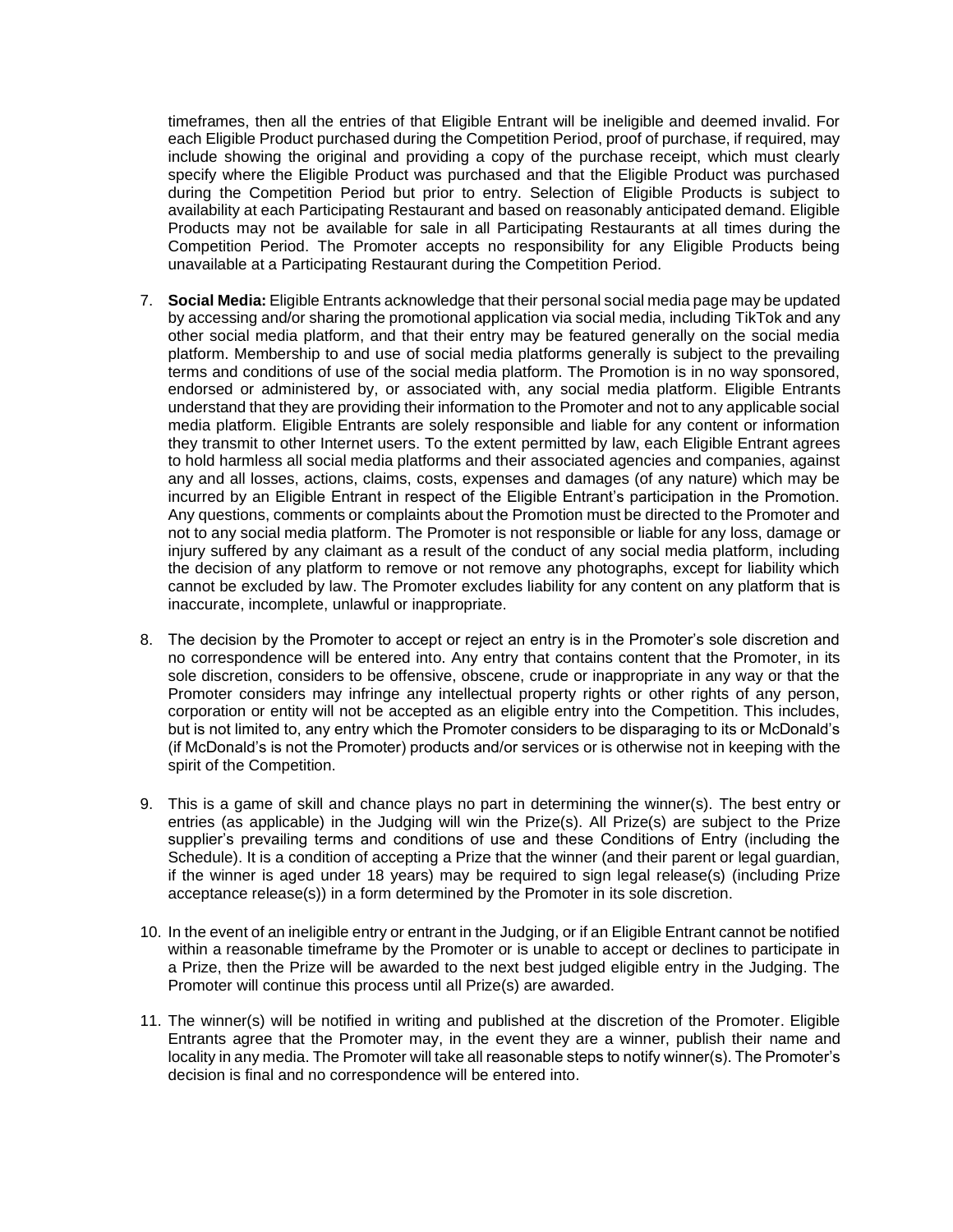timeframes, then all the entries of that Eligible Entrant will be ineligible and deemed invalid. For each Eligible Product purchased during the Competition Period, proof of purchase, if required, may include showing the original and providing a copy of the purchase receipt, which must clearly specify where the Eligible Product was purchased and that the Eligible Product was purchased during the Competition Period but prior to entry. Selection of Eligible Products is subject to availability at each Participating Restaurant and based on reasonably anticipated demand. Eligible Products may not be available for sale in all Participating Restaurants at all times during the Competition Period. The Promoter accepts no responsibility for any Eligible Products being unavailable at a Participating Restaurant during the Competition Period.

7. **Social Media:** Eligible Entrants acknowledge that their personal social media page may be updated by accessing and/or sharing the promotional application via social media, including TikTok and any other social media platform, and that their entry may be featured generally on the social media platform. Membership to and use of social media platforms generally is subject to the prevailing terms and conditions of use of the social media platform. The Promotion is in no way sponsored, endorsed or administered by, or associated with, any social media platform. Eligible Entrants understand that they are providing their information to the Promoter and not to any applicable social media platform. Eligible Entrants are solely responsible and liable for any content or information they transmit to other Internet users. To the extent permitted by law, each Eligible Entrant agrees to hold harmless all social media platforms and their associated agencies and companies, against any and all losses, actions, claims, costs, expenses and damages (of any nature) which may be incurred by an Eligible Entrant in respect of the Eligible Entrant's participation in the Promotion. Any questions, comments or complaints about the Promotion must be directed to the Promoter and not to any social media platform. The Promoter is not responsible or liable for any loss, damage or injury suffered by any claimant as a result of the conduct of any social media platform, including the decision of any platform to remove or not remove any photographs, except for liability which cannot be excluded by law. The Promoter excludes liability for any content on any platform that is inaccurate, incomplete, unlawful or inappropriate.

8. The decision by the Promoter to accept or reject an entry is in the Promoter's sole discretion and no correspondence will be entered into. Any entry that contains content that the Promoter, in its sole discretion, considers to be offensive, obscene, crude or inappropriate in any way or that the Promoter considers may infringe any intellectual property rights or other rights of any person, corporation or entity will not be accepted as an eligible entry into the Competition. This includes, but is not limited to, any entry which the Promoter considers to be disparaging to its or McDonald's (if McDonald's is not the Promoter) products and/or services or is otherwise not in keeping with the spirit of the Competition.

9. This is a game of skill and chance plays no part in determining the winner(s). The best entry or entries (as applicable) in the Judging will win the Prize(s). All Prize(s) are subject to the Prize supplier's prevailing terms and conditions of use and these Conditions of Entry (including the Schedule). It is a condition of accepting a Prize that the winner (and their parent or legal guardian, if the winner is aged under 18 years) may be required to sign legal release(s) (including Prize acceptance release(s)) in a form determined by the Promoter in its sole discretion.

10. In the event of an ineligible entry or entrant in the Judging, or if an Eligible Entrant cannot be notified within a reasonable timeframe by the Promoter or is unable to accept or declines to participate in a Prize, then the Prize will be awarded to the next best judged eligible entry in the Judging. The Promoter will continue this process until all Prize(s) are awarded.

11. The winner(s) will be notified in writing and published at the discretion of the Promoter. Eligible Entrants agree that the Promoter may, in the event they are a winner, publish their name and locality in any media. The Promoter will take all reasonable steps to notify winner(s). The Promoter's decision is final and no correspondence will be entered into.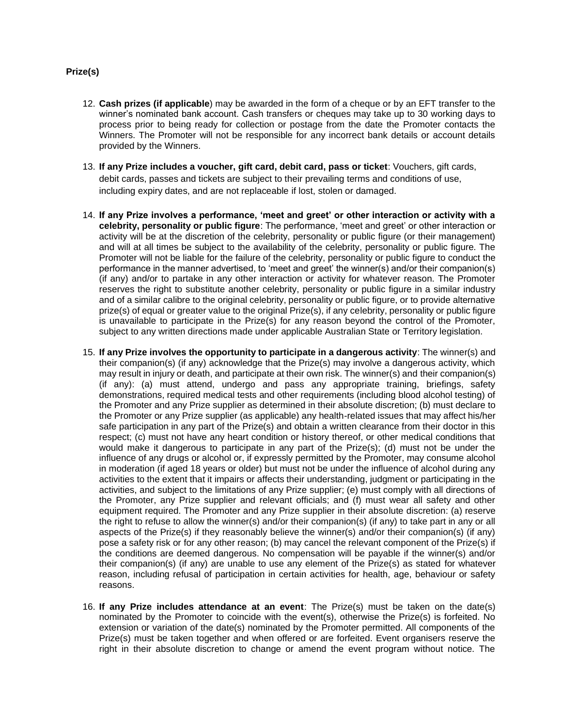**Prize(s)**

12. **Cash prizes (if applicable**) may be awarded in the form of a cheque or by an EFT transfer to the winner's nominated bank account. Cash transfers or cheques may take up to 30 working days to process prior to being ready for collection or postage from the date the Promoter contacts the Winners. The Promoter will not be responsible for any incorrect bank details or account details provided by the Winners.

13. **If any Prize includes a voucher, gift card, debit card, pass or ticket**: Vouchers, gift cards, debit cards, passes and tickets are subject to their prevailing terms and conditions of use, including expiry dates, and are not replaceable if lost, stolen or damaged.

14. **If any Prize involves a performance, 'meet and greet' or other interaction or activity with a celebrity, personality or public figure**: The performance, 'meet and greet' or other interaction or activity will be at the discretion of the celebrity, personality or public figure (or their management) and will at all times be subject to the availability of the celebrity, personality or public figure. The Promoter will not be liable for the failure of the celebrity, personality or public figure to conduct the performance in the manner advertised, to 'meet and greet' the winner(s) and/or their companion(s) (if any) and/or to partake in any other interaction or activity for whatever reason. The Promoter reserves the right to substitute another celebrity, personality or public figure in a similar industry and of a similar calibre to the original celebrity, personality or public figure, or to provide alternative prize(s) of equal or greater value to the original Prize(s), if any celebrity, personality or public figure is unavailable to participate in the Prize(s) for any reason beyond the control of the Promoter, subject to any written directions made under applicable Australian State or Territory legislation.

15. **If any Prize involves the opportunity to participate in a dangerous activity**: The winner(s) and their companion(s) (if any) acknowledge that the Prize(s) may involve a dangerous activity, which may result in injury or death, and participate at their own risk. The winner(s) and their companion(s) (if any): (a) must attend, undergo and pass any appropriate training, briefings, safety demonstrations, required medical tests and other requirements (including blood alcohol testing) of the Promoter and any Prize supplier as determined in their absolute discretion; (b) must declare to the Promoter or any Prize supplier (as applicable) any health-related issues that may affect his/her safe participation in any part of the Prize(s) and obtain a written clearance from their doctor in this respect; (c) must not have any heart condition or history thereof, or other medical conditions that would make it dangerous to participate in any part of the Prize(s); (d) must not be under the influence of any drugs or alcohol or, if expressly permitted by the Promoter, may consume alcohol in moderation (if aged 18 years or older) but must not be under the influence of alcohol during any activities to the extent that it impairs or affects their understanding, judgment or participating in the activities, and subject to the limitations of any Prize supplier; (e) must comply with all directions of the Promoter, any Prize supplier and relevant officials; and (f) must wear all safety and other equipment required. The Promoter and any Prize supplier in their absolute discretion: (a) reserve the right to refuse to allow the winner(s) and/or their companion(s) (if any) to take part in any or all aspects of the Prize(s) if they reasonably believe the winner(s) and/or their companion(s) (if any) pose a safety risk or for any other reason; (b) may cancel the relevant component of the Prize(s) if the conditions are deemed dangerous. No compensation will be payable if the winner(s) and/or their companion(s) (if any) are unable to use any element of the Prize(s) as stated for whatever reason, including refusal of participation in certain activities for health, age, behaviour or safety reasons.

16. **If any Prize includes attendance at an event**: The Prize(s) must be taken on the date(s) nominated by the Promoter to coincide with the event(s), otherwise the Prize(s) is forfeited. No extension or variation of the date(s) nominated by the Promoter permitted. All components of the Prize(s) must be taken together and when offered or are forfeited. Event organisers reserve the right in their absolute discretion to change or amend the event program without notice. The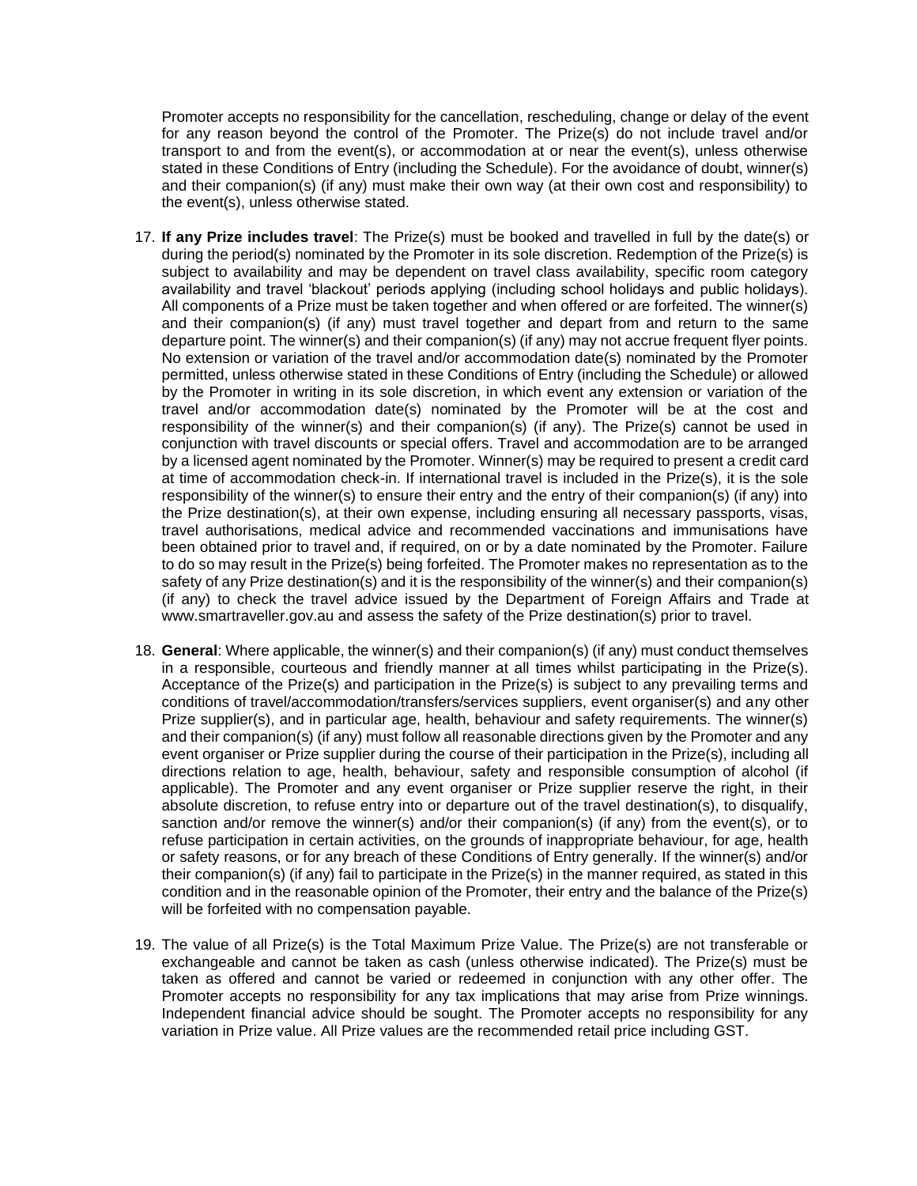Promoter accepts no responsibility for the cancellation, rescheduling, change or delay of the event for any reason beyond the control of the Promoter. The Prize(s) do not include travel and/or transport to and from the event(s), or accommodation at or near the event(s), unless otherwise stated in these Conditions of Entry (including the Schedule). For the avoidance of doubt, winner(s) and their companion(s) (if any) must make their own way (at their own cost and responsibility) to the event(s), unless otherwise stated.

17. **If any Prize includes travel**: The Prize(s) must be booked and travelled in full by the date(s) or during the period(s) nominated by the Promoter in its sole discretion. Redemption of the Prize(s) is subject to availability and may be dependent on travel class availability, specific room category availability and travel 'blackout' periods applying (including school holidays and public holidays). All components of a Prize must be taken together and when offered or are forfeited. The winner(s) and their companion(s) (if any) must travel together and depart from and return to the same departure point. The winner(s) and their companion(s) (if any) may not accrue frequent flyer points. No extension or variation of the travel and/or accommodation date(s) nominated by the Promoter permitted, unless otherwise stated in these Conditions of Entry (including the Schedule) or allowed by the Promoter in writing in its sole discretion, in which event any extension or variation of the travel and/or accommodation date(s) nominated by the Promoter will be at the cost and responsibility of the winner(s) and their companion(s) (if any). The Prize(s) cannot be used in conjunction with travel discounts or special offers. Travel and accommodation are to be arranged by a licensed agent nominated by the Promoter. Winner(s) may be required to present a credit card at time of accommodation check-in. If international travel is included in the Prize(s), it is the sole responsibility of the winner(s) to ensure their entry and the entry of their companion(s) (if any) into the Prize destination(s), at their own expense, including ensuring all necessary passports, visas, travel authorisations, medical advice and recommended vaccinations and immunisations have been obtained prior to travel and, if required, on or by a date nominated by the Promoter. Failure to do so may result in the Prize(s) being forfeited. The Promoter makes no representation as to the safety of any Prize destination(s) and it is the responsibility of the winner(s) and their companion(s) (if any) to check the travel advice issued by the Department of Foreign Affairs and Trade at www.smartraveller.gov.au and assess the safety of the Prize destination(s) prior to travel.

18. **General**: Where applicable, the winner(s) and their companion(s) (if any) must conduct themselves in a responsible, courteous and friendly manner at all times whilst participating in the Prize(s). Acceptance of the Prize(s) and participation in the Prize(s) is subject to any prevailing terms and conditions of travel/accommodation/transfers/services suppliers, event organiser(s) and any other Prize supplier(s), and in particular age, health, behaviour and safety requirements. The winner(s) and their companion(s) (if any) must follow all reasonable directions given by the Promoter and any event organiser or Prize supplier during the course of their participation in the Prize(s), including all directions relation to age, health, behaviour, safety and responsible consumption of alcohol (if applicable). The Promoter and any event organiser or Prize supplier reserve the right, in their absolute discretion, to refuse entry into or departure out of the travel destination(s), to disqualify, sanction and/or remove the winner(s) and/or their companion(s) (if any) from the event(s), or to refuse participation in certain activities, on the grounds of inappropriate behaviour, for age, health or safety reasons, or for any breach of these Conditions of Entry generally. If the winner(s) and/or their companion(s) (if any) fail to participate in the Prize(s) in the manner required, as stated in this condition and in the reasonable opinion of the Promoter, their entry and the balance of the Prize(s) will be forfeited with no compensation payable.

19. The value of all Prize(s) is the Total Maximum Prize Value. The Prize(s) are not transferable or exchangeable and cannot be taken as cash (unless otherwise indicated). The Prize(s) must be taken as offered and cannot be varied or redeemed in conjunction with any other offer. The Promoter accepts no responsibility for any tax implications that may arise from Prize winnings. Independent financial advice should be sought. The Promoter accepts no responsibility for any variation in Prize value. All Prize values are the recommended retail price including GST.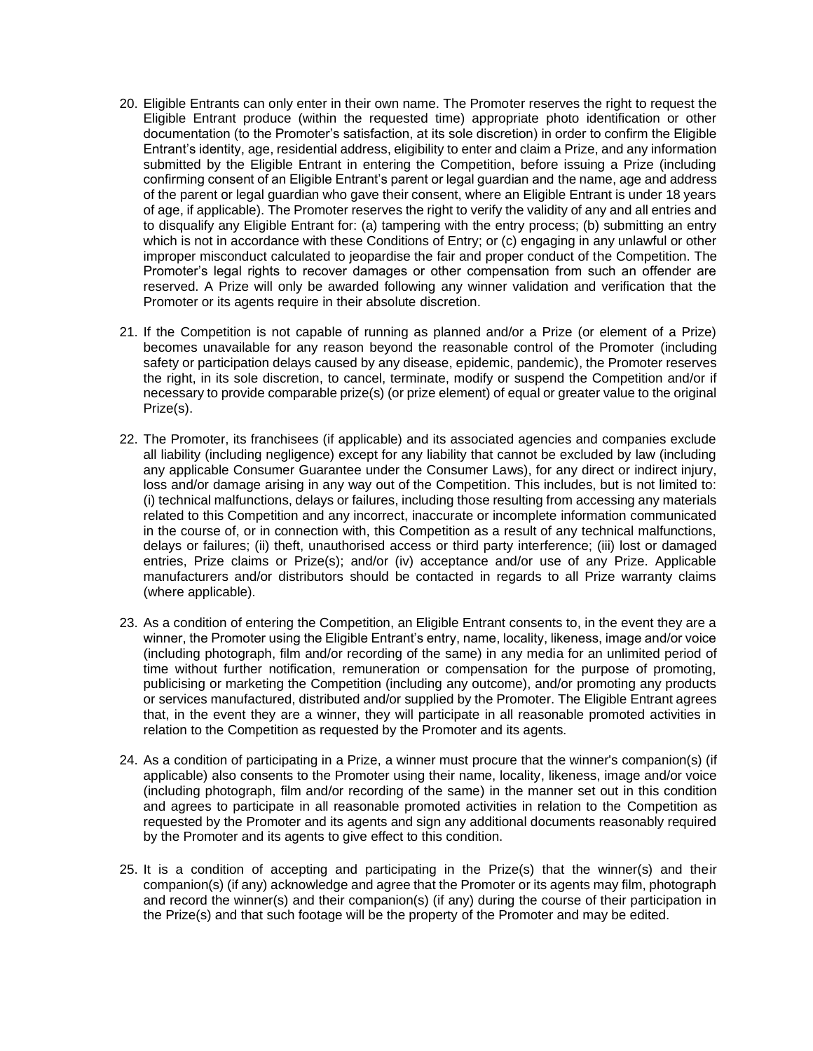20. Eligible Entrants can only enter in their own name. The Promoter reserves the right to request the Eligible Entrant produce (within the requested time) appropriate photo identification or other documentation (to the Promoter's satisfaction, at its sole discretion) in order to confirm the Eligible Entrant's identity, age, residential address, eligibility to enter and claim a Prize, and any information submitted by the Eligible Entrant in entering the Competition, before issuing a Prize (including confirming consent of an Eligible Entrant's parent or legal guardian and the name, age and address of the parent or legal guardian who gave their consent, where an Eligible Entrant is under 18 years of age, if applicable). The Promoter reserves the right to verify the validity of any and all entries and to disqualify any Eligible Entrant for: (a) tampering with the entry process; (b) submitting an entry which is not in accordance with these Conditions of Entry; or (c) engaging in any unlawful or other improper misconduct calculated to jeopardise the fair and proper conduct of the Competition. The Promoter's legal rights to recover damages or other compensation from such an offender are reserved. A Prize will only be awarded following any winner validation and verification that the Promoter or its agents require in their absolute discretion.

21. If the Competition is not capable of running as planned and/or a Prize (or element of a Prize) becomes unavailable for any reason beyond the reasonable control of the Promoter (including safety or participation delays caused by any disease, epidemic, pandemic), the Promoter reserves the right, in its sole discretion, to cancel, terminate, modify or suspend the Competition and/or if necessary to provide comparable prize(s) (or prize element) of equal or greater value to the original Prize(s).

22. The Promoter, its franchisees (if applicable) and its associated agencies and companies exclude all liability (including negligence) except for any liability that cannot be excluded by law (including any applicable Consumer Guarantee under the Consumer Laws), for any direct or indirect injury, loss and/or damage arising in any way out of the Competition. This includes, but is not limited to: (i) technical malfunctions, delays or failures, including those resulting from accessing any materials related to this Competition and any incorrect, inaccurate or incomplete information communicated in the course of, or in connection with, this Competition as a result of any technical malfunctions, delays or failures; (ii) theft, unauthorised access or third party interference; (iii) lost or damaged entries, Prize claims or Prize(s); and/or (iv) acceptance and/or use of any Prize. Applicable manufacturers and/or distributors should be contacted in regards to all Prize warranty claims (where applicable).

23. As a condition of entering the Competition, an Eligible Entrant consents to, in the event they are a winner, the Promoter using the Eligible Entrant's entry, name, locality, likeness, image and/or voice (including photograph, film and/or recording of the same) in any media for an unlimited period of time without further notification, remuneration or compensation for the purpose of promoting, publicising or marketing the Competition (including any outcome), and/or promoting any products or services manufactured, distributed and/or supplied by the Promoter. The Eligible Entrant agrees that, in the event they are a winner, they will participate in all reasonable promoted activities in relation to the Competition as requested by the Promoter and its agents.

24. As a condition of participating in a Prize, a winner must procure that the winner's companion(s) (if applicable) also consents to the Promoter using their name, locality, likeness, image and/or voice (including photograph, film and/or recording of the same) in the manner set out in this condition and agrees to participate in all reasonable promoted activities in relation to the Competition as requested by the Promoter and its agents and sign any additional documents reasonably required by the Promoter and its agents to give effect to this condition.

25. It is a condition of accepting and participating in the Prize(s) that the winner(s) and their companion(s) (if any) acknowledge and agree that the Promoter or its agents may film, photograph and record the winner(s) and their companion(s) (if any) during the course of their participation in the Prize(s) and that such footage will be the property of the Promoter and may be edited.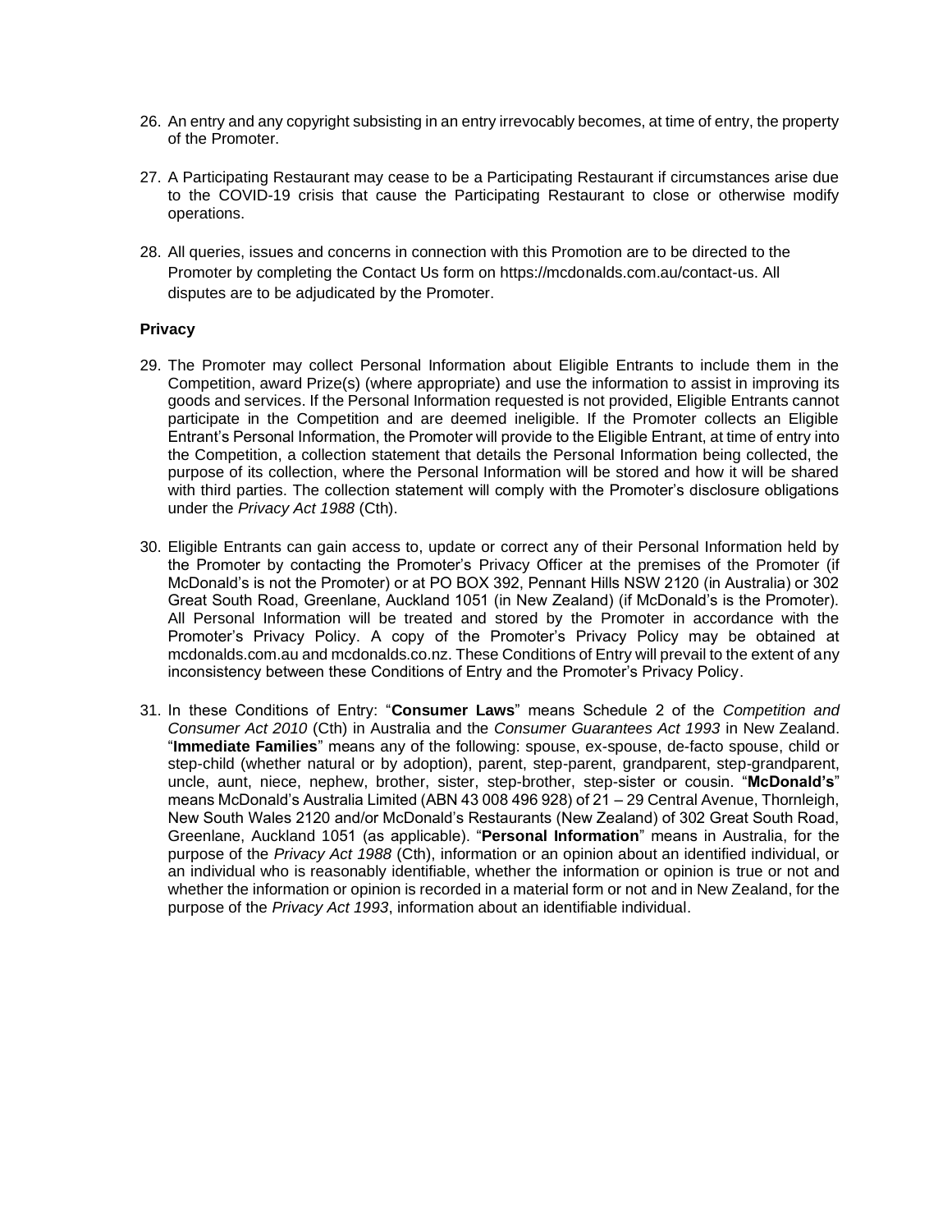26. An entry and any copyright subsisting in an entry irrevocably becomes, at time of entry, the property of the Promoter.

27. A Participating Restaurant may cease to be a Participating Restaurant if circumstances arise due to the COVID-19 crisis that cause the Participating Restaurant to close or otherwise modify operations.

28. All queries, issues and concerns in connection with this Promotion are to be directed to the Promoter by completing the Contact Us form on https://mcdonalds.com.au/contact-us. All disputes are to be adjudicated by the Promoter.

**Privacy**

29. The Promoter may collect Personal Information about Eligible Entrants to include them in the Competition, award Prize(s) (where appropriate) and use the information to assist in improving its goods and services. If the Personal Information requested is not provided, Eligible Entrants cannot participate in the Competition and are deemed ineligible. If the Promoter collects an Eligible Entrant's Personal Information, the Promoter will provide to the Eligible Entrant, at time of entry into the Competition, a collection statement that details the Personal Information being collected, the purpose of its collection, where the Personal Information will be stored and how it will be shared with third parties. The collection statement will comply with the Promoter's disclosure obligations under the *Privacy Act 1988* (Cth).

30. Eligible Entrants can gain access to, update or correct any of their Personal Information held by the Promoter by contacting the Promoter's Privacy Officer at the premises of the Promoter (if McDonald's is not the Promoter) or at PO BOX 392, Pennant Hills NSW 2120 (in Australia) or 302 Great South Road, Greenlane, Auckland 1051 (in New Zealand) (if McDonald's is the Promoter). All Personal Information will be treated and stored by the Promoter in accordance with the Promoter's Privacy Policy. A copy of the Promoter's Privacy Policy may be obtained at mcdonalds.com.au and mcdonalds.co.nz. These Conditions of Entry will prevail to the extent of any inconsistency between these Conditions of Entry and the Promoter's Privacy Policy.

31. In these Conditions of Entry: "**Consumer Laws**" means Schedule 2 of the *Competition and Consumer Act 2010* (Cth) in Australia and the *Consumer Guarantees Act 1993* in New Zealand. "**Immediate Families**" means any of the following: spouse, ex-spouse, de-facto spouse, child or step-child (whether natural or by adoption), parent, step-parent, grandparent, step-grandparent, uncle, aunt, niece, nephew, brother, sister, step-brother, step-sister or cousin. "**McDonald's**" means McDonald's Australia Limited (ABN 43 008 496 928) of 21 – 29 Central Avenue, Thornleigh, New South Wales 2120 and/or McDonald's Restaurants (New Zealand) of 302 Great South Road, Greenlane, Auckland 1051 (as applicable). "**Personal Information**" means in Australia, for the purpose of the *Privacy Act 1988* (Cth), information or an opinion about an identified individual, or an individual who is reasonably identifiable, whether the information or opinion is true or not and whether the information or opinion is recorded in a material form or not and in New Zealand, for the purpose of the *Privacy Act 1993*, information about an identifiable individual.